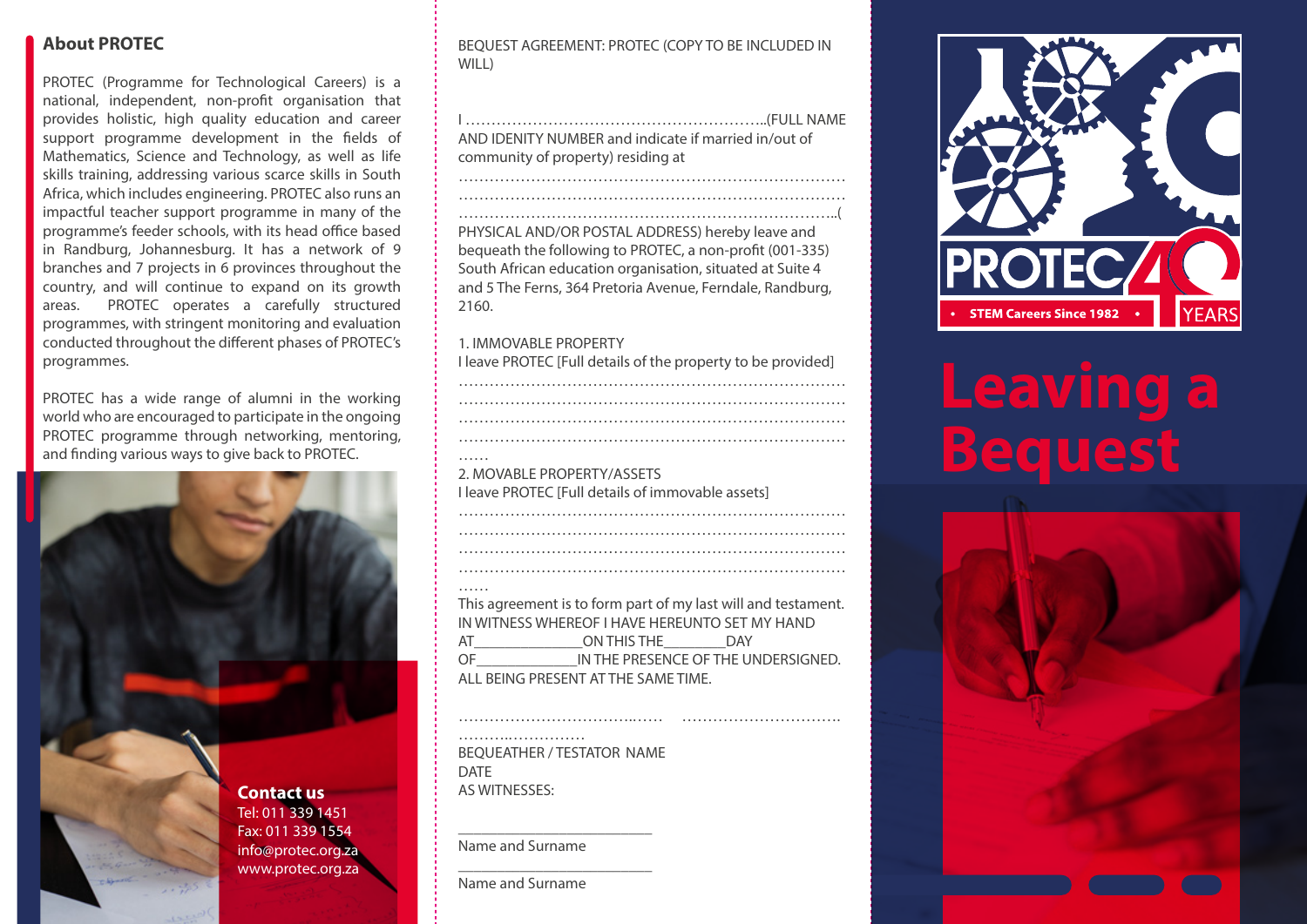## About PROTEC

PROTEC (Programme for Technological Careers) is a national, independent, non-profit organisation that provides holistic, high quality education and career support programme development in the fields of Mathematics, Science and Technology, as well as life skills training, addressing various scarce skills in South Africa, which includes engineering. PROTEC also runs an impactful teacher support programme in many of the programme's feeder schools, with its head office based in Randburg, Johannesburg. It has a network of 9 branches and 7 projects in 6 provinces throughout the country, and will continue to expand on its growth areas. PROTEC operates a carefully structured programmes, with stringent monitoring and evaluation conducted throughout the different phases of PROTEC's programmes.

PROTEC has a wide range of alumni in the working world who are encouraged to participate in the ongoing PROTEC programme through networking, mentoring, and finding various ways to give back to PROTEC.

**Contact us**
Tel: 011 339 1451
Fax: 011 339 1554
info@protec.org.za
www.protec.org.za

BEQUEST AGREEMENT: PROTEC (COPY TO BE INCLUDED IN WILL)

I …………………………………………………..(FULL NAME AND IDENITY NUMBER and indicate if married in/out of community of property) residing at
…………………………………………………………………
…………………………………………………………………
……………………………………………………………….( PHYSICAL AND/OR POSTAL ADDRESS) hereby leave and bequeath the following to PROTEC, a non-profit (001-335) South African education organisation, situated at Suite 4 and 5 The Ferns, 364 Pretoria Avenue, Ferndale, Randburg, 2160.

1. IMMOVABLE PROPERTY
I leave PROTEC [Full details of the property to be provided]
…………………………………………………………………
…………………………………………………………………
…………………………………………………………………
…………………………………………………………………
……

2. MOVABLE PROPERTY/ASSETS
I leave PROTEC [Full details of immovable assets]
…………………………………………………………………
…………………………………………………………………
…………………………………………………………………
…………………………………………………………………
……

This agreement is to form part of my last will and testament.
IN WITNESS WHEREOF I HAVE HEREUNTO SET MY HAND AT_____________ON THIS THE________DAY OF_____________IN THE PRESENCE OF THE UNDERSIGNED. ALL BEING PRESENT AT THE SAME TIME.

………………………………..…… …………………………. ………..……………
BEQUEATHER / TESTATOR NAME
DATE
AS WITNESSES:

_______________________
Name and Surname

_______________________
Name and Surname

PROTEC 40 YEARS
• STEM Careers Since 1982 •

# Leaving a Bequest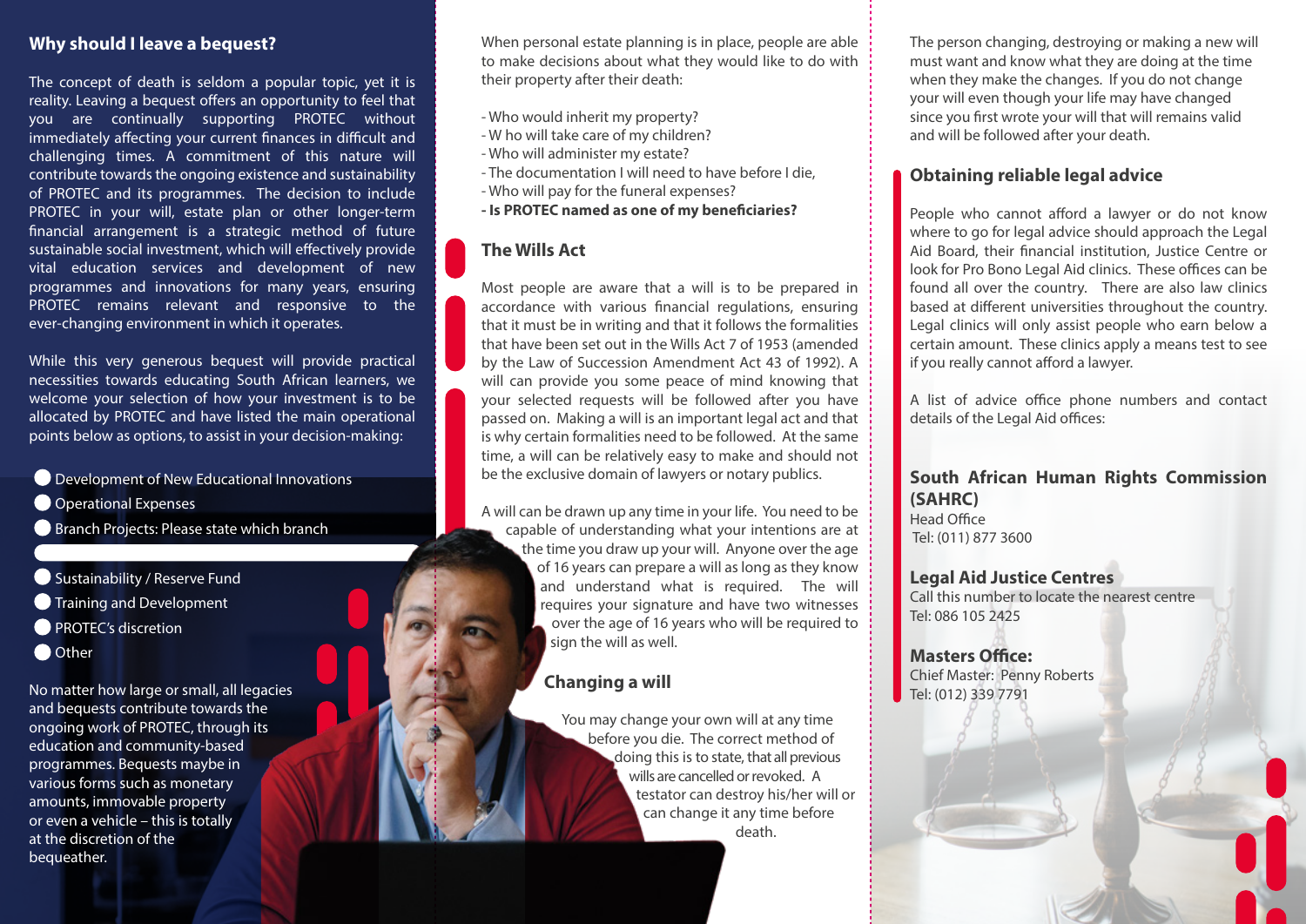## Why should I leave a bequest?

The concept of death is seldom a popular topic, yet it is reality. Leaving a bequest offers an opportunity to feel that you are continually supporting PROTEC without immediately affecting your current finances in difficult and challenging times. A commitment of this nature will contribute towards the ongoing existence and sustainability of PROTEC and its programmes. The decision to include PROTEC in your will, estate plan or other longer-term financial arrangement is a strategic method of future sustainable social investment, which will effectively provide vital education services and development of new programmes and innovations for many years, ensuring PROTEC remains relevant and responsive to the ever-changing environment in which it operates.

While this very generous bequest will provide practical necessities towards educating South African learners, we welcome your selection of how your investment is to be allocated by PROTEC and have listed the main operational points below as options, to assist in your decision-making:

- Development of New Educational Innovations
- Operational Expenses
- Branch Projects: Please state which branch
- Sustainability / Reserve Fund
- Training and Development
- PROTEC's discretion
- Other

No matter how large or small, all legacies and bequests contribute towards the ongoing work of PROTEC, through its education and community-based programmes. Bequests maybe in various forms such as monetary amounts, immovable property or even a vehicle – this is totally at the discretion of the bequeather.

When personal estate planning is in place, people are able to make decisions about what they would like to do with their property after their death:

- Who would inherit my property?
- W ho will take care of my children?
- Who will administer my estate?
- The documentation I will need to have before I die,
- Who will pay for the funeral expenses?
- **Is PROTEC named as one of my beneficiaries?**

## The Wills Act

Most people are aware that a will is to be prepared in accordance with various financial regulations, ensuring that it must be in writing and that it follows the formalities that have been set out in the Wills Act 7 of 1953 (amended by the Law of Succession Amendment Act 43 of 1992). A will can provide you some peace of mind knowing that your selected requests will be followed after you have passed on. Making a will is an important legal act and that is why certain formalities need to be followed. At the same time, a will can be relatively easy to make and should not be the exclusive domain of lawyers or notary publics.

A will can be drawn up any time in your life. You need to be capable of understanding what your intentions are at the time you draw up your will. Anyone over the age of 16 years can prepare a will as long as they know and understand what is required. The will requires your signature and have two witnesses over the age of 16 years who will be required to sign the will as well.

## Changing a will

You may change your own will at any time before you die. The correct method of doing this is to state, that all previous wills are cancelled or revoked. A testator can destroy his/her will or can change it any time before death.

The person changing, destroying or making a new will must want and know what they are doing at the time when they make the changes. If you do not change your will even though your life may have changed since you first wrote your will that will remains valid and will be followed after your death.

## Obtaining reliable legal advice

People who cannot afford a lawyer or do not know where to go for legal advice should approach the Legal Aid Board, their financial institution, Justice Centre or look for Pro Bono Legal Aid clinics. These offices can be found all over the country. There are also law clinics based at different universities throughout the country. Legal clinics will only assist people who earn below a certain amount. These clinics apply a means test to see if you really cannot afford a lawyer.

A list of advice office phone numbers and contact details of the Legal Aid offices:

**South African Human Rights Commission (SAHRC)**
Head Office
Tel: (011) 877 3600

**Legal Aid Justice Centres**
Call this number to locate the nearest centre
Tel: 086 105 2425

**Masters Office:**
Chief Master: Penny Roberts
Tel: (012) 339 7791